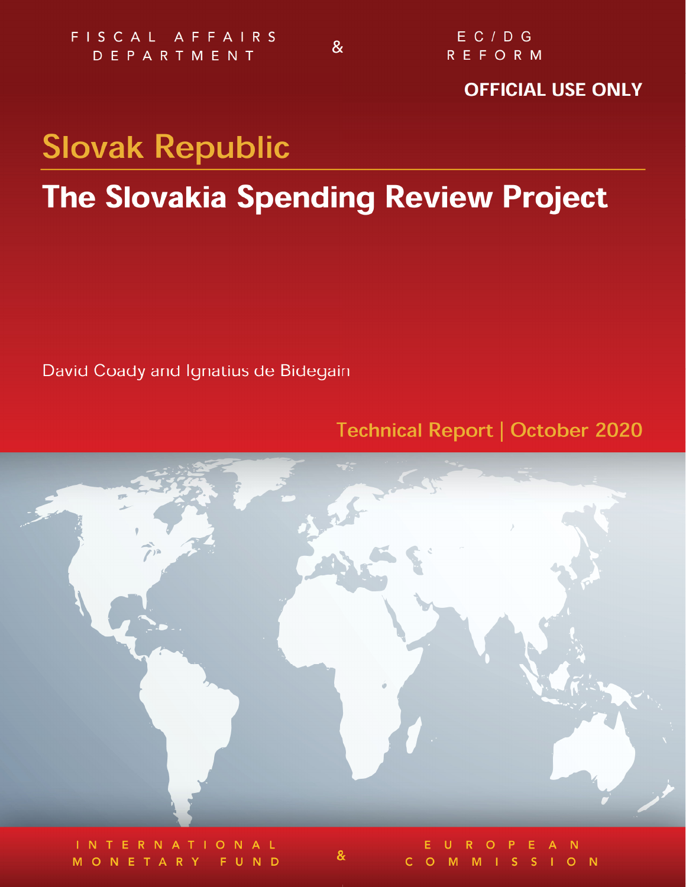FISCAL AFFAIRS DEPARTMENT & EC/DG REFORM

**OFFICIAL USE ONLY**

# Slovak Republic

## The Slovakia Spending Review Project

David Coady and Ignatius de Bidegain

Technical Report | October 2020

INTERNATIONAL MONETARY FUND & EUROPEAN COMMISSION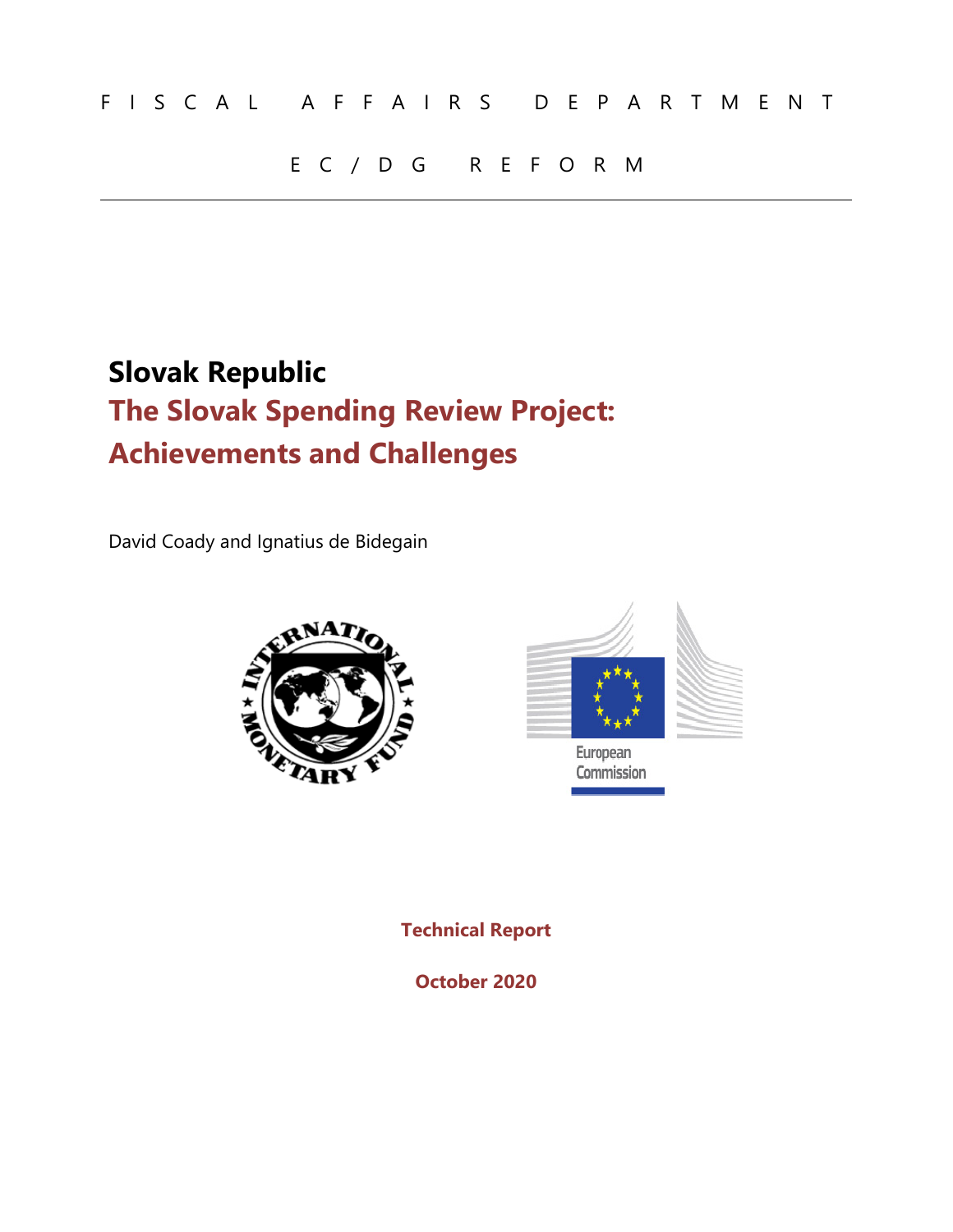F I S C A L   A F F A I R S   D E P A R T M E N T

E C / D G   R E F O R M

# Slovak Republic

## The Slovak Spending Review Project: Achievements and Challenges

David Coady and Ignatius de Bidegain

**Technical Report**

**October 2020**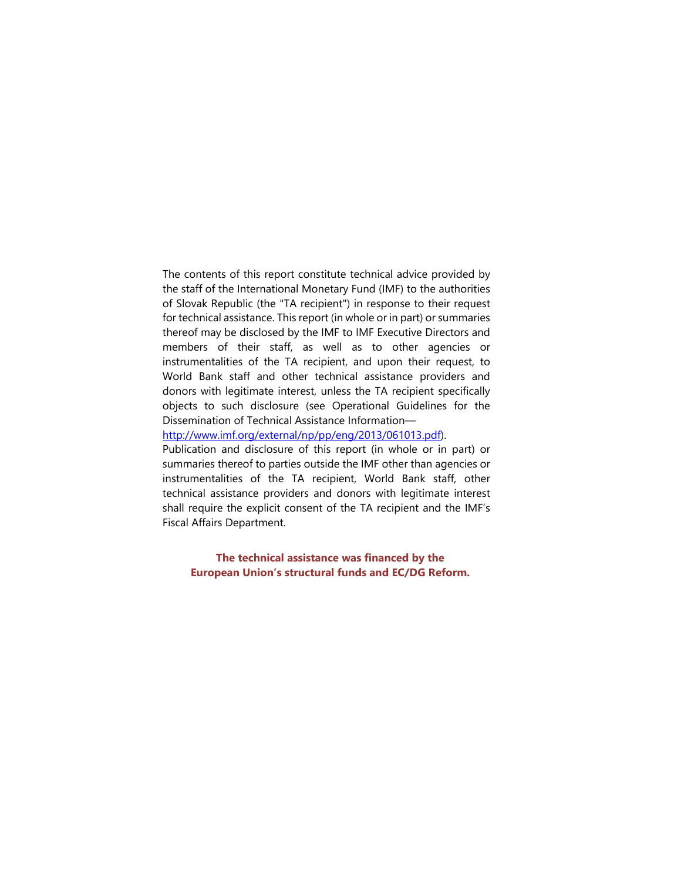The contents of this report constitute technical advice provided by the staff of the International Monetary Fund (IMF) to the authorities of Slovak Republic (the "TA recipient") in response to their request for technical assistance. This report (in whole or in part) or summaries thereof may be disclosed by the IMF to IMF Executive Directors and members of their staff, as well as to other agencies or instrumentalities of the TA recipient, and upon their request, to World Bank staff and other technical assistance providers and donors with legitimate interest, unless the TA recipient specifically objects to such disclosure (see Operational Guidelines for the Dissemination of Technical Assistance Information—[http://www.imf.org/external/np/pp/eng/2013/061013.pdf](http://www.imf.org/external/np/pp/eng/2013/061013.pdf)).

Publication and disclosure of this report (in whole or in part) or summaries thereof to parties outside the IMF other than agencies or instrumentalities of the TA recipient, World Bank staff, other technical assistance providers and donors with legitimate interest shall require the explicit consent of the TA recipient and the IMF's Fiscal Affairs Department.

**The technical assistance was financed by the European Union's structural funds and EC/DG Reform.**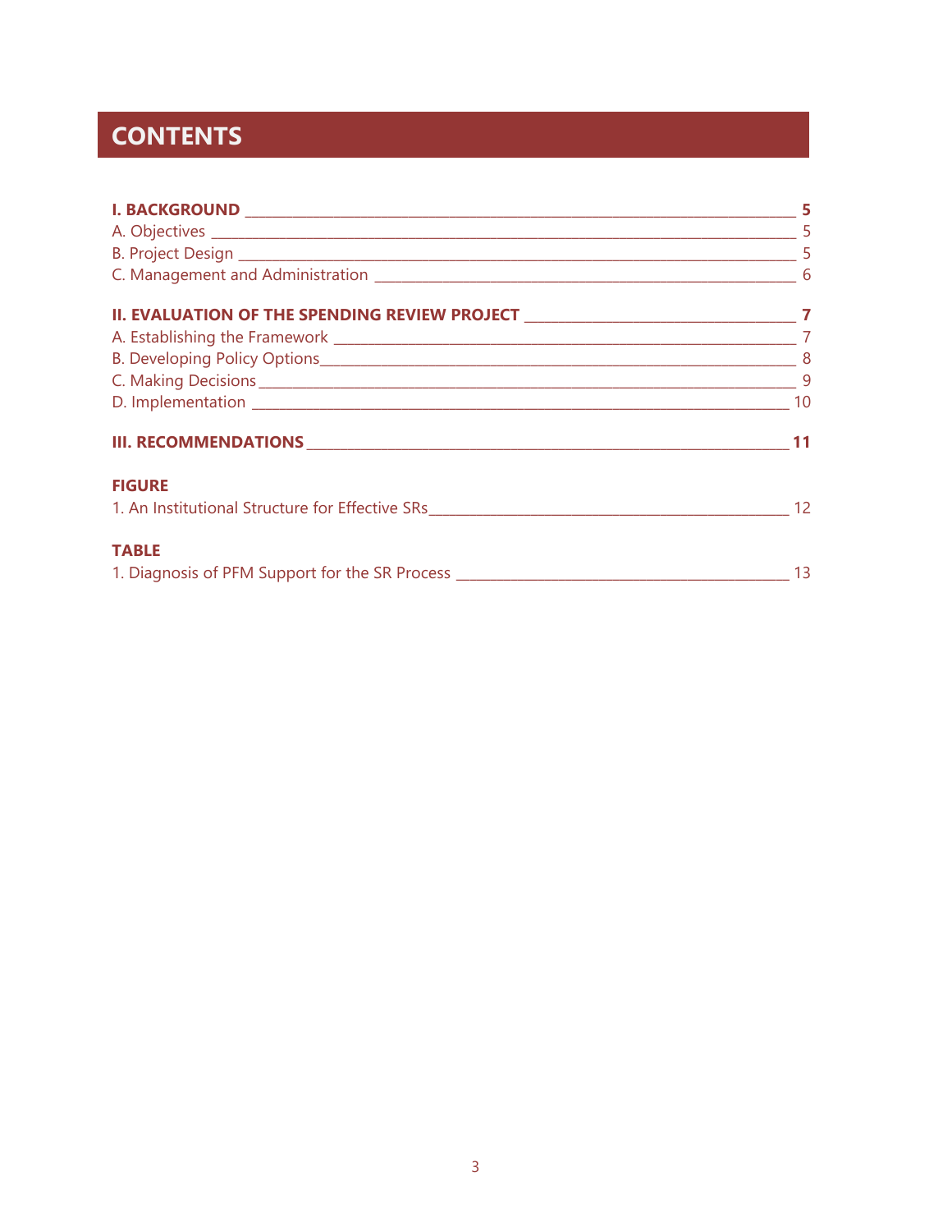# CONTENTS

**I. BACKGROUND** **5**
A. Objectives 5
B. Project Design 5
C. Management and Administration 6

**II. EVALUATION OF THE SPENDING REVIEW PROJECT** **7**
A. Establishing the Framework 7
B. Developing Policy Options 8
C. Making Decisions 9
D. Implementation 10

**III. RECOMMENDATIONS** **11**

**FIGURE**
1. An Institutional Structure for Effective SRs 12

**TABLE**
1. Diagnosis of PFM Support for the SR Process 13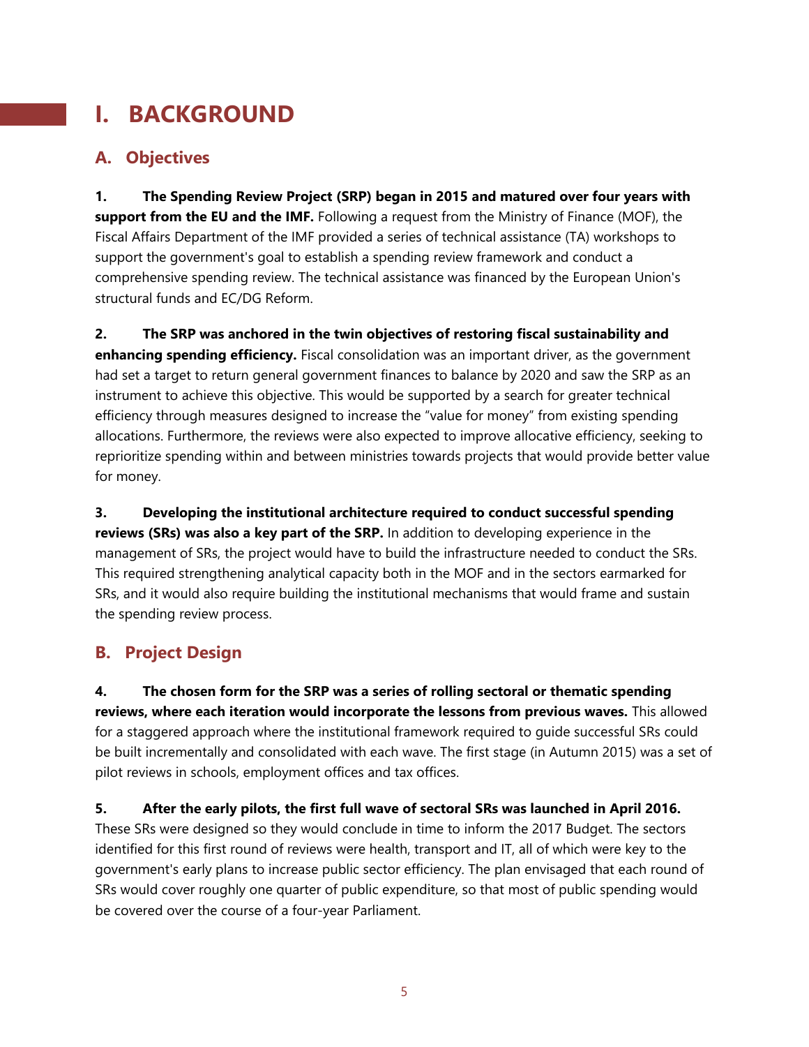# I. BACKGROUND

## A. Objectives

**1. The Spending Review Project (SRP) began in 2015 and matured over four years with support from the EU and the IMF.** Following a request from the Ministry of Finance (MOF), the Fiscal Affairs Department of the IMF provided a series of technical assistance (TA) workshops to support the government's goal to establish a spending review framework and conduct a comprehensive spending review. The technical assistance was financed by the European Union's structural funds and EC/DG Reform.

**2. The SRP was anchored in the twin objectives of restoring fiscal sustainability and enhancing spending efficiency.** Fiscal consolidation was an important driver, as the government had set a target to return general government finances to balance by 2020 and saw the SRP as an instrument to achieve this objective. This would be supported by a search for greater technical efficiency through measures designed to increase the "value for money" from existing spending allocations. Furthermore, the reviews were also expected to improve allocative efficiency, seeking to reprioritize spending within and between ministries towards projects that would provide better value for money.

**3. Developing the institutional architecture required to conduct successful spending reviews (SRs) was also a key part of the SRP.** In addition to developing experience in the management of SRs, the project would have to build the infrastructure needed to conduct the SRs. This required strengthening analytical capacity both in the MOF and in the sectors earmarked for SRs, and it would also require building the institutional mechanisms that would frame and sustain the spending review process.

## B. Project Design

**4. The chosen form for the SRP was a series of rolling sectoral or thematic spending reviews, where each iteration would incorporate the lessons from previous waves.** This allowed for a staggered approach where the institutional framework required to guide successful SRs could be built incrementally and consolidated with each wave. The first stage (in Autumn 2015) was a set of pilot reviews in schools, employment offices and tax offices.

**5. After the early pilots, the first full wave of sectoral SRs was launched in April 2016.** These SRs were designed so they would conclude in time to inform the 2017 Budget. The sectors identified for this first round of reviews were health, transport and IT, all of which were key to the government's early plans to increase public sector efficiency. The plan envisaged that each round of SRs would cover roughly one quarter of public expenditure, so that most of public spending would be covered over the course of a four-year Parliament.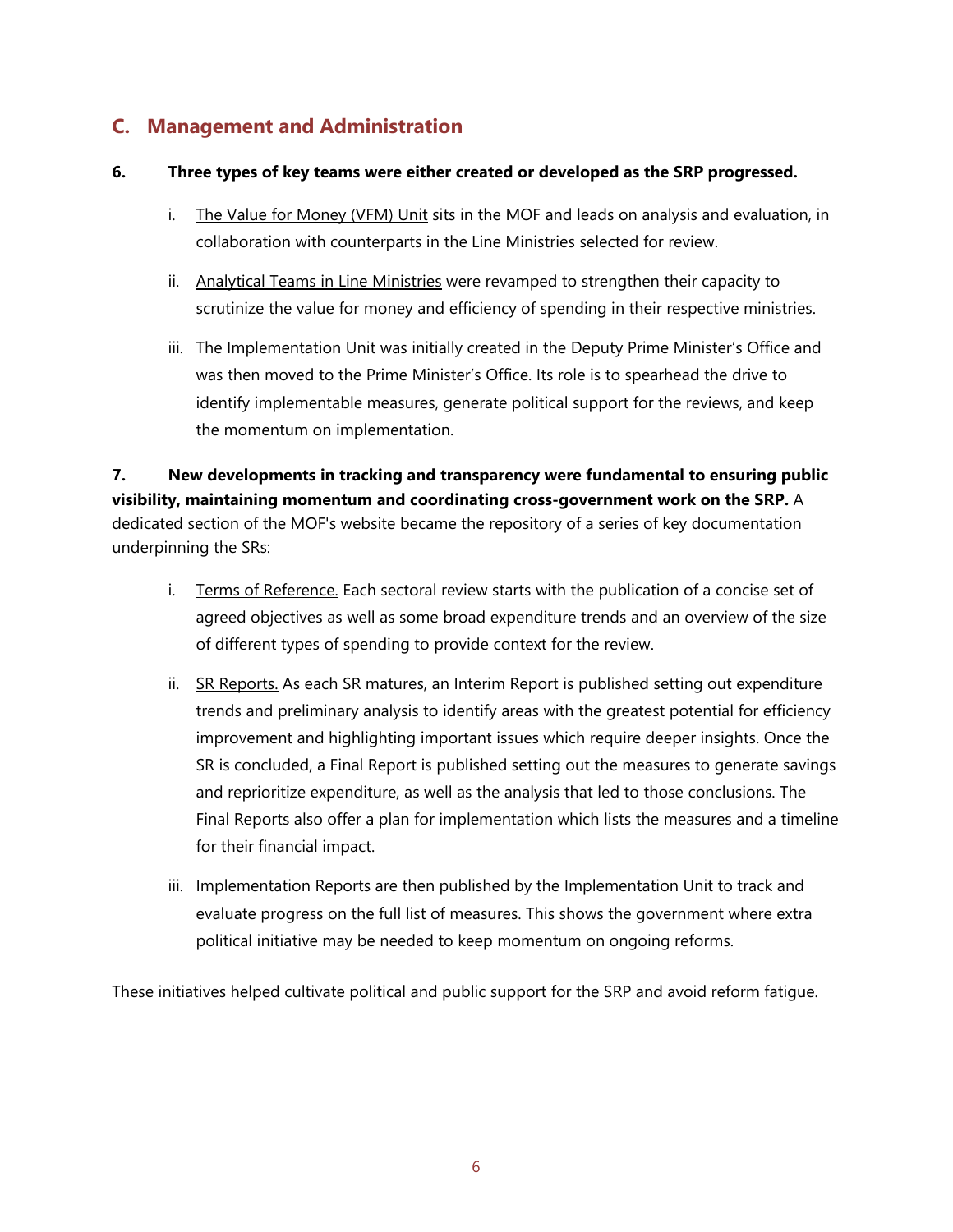## C. Management and Administration

**6. Three types of key teams were either created or developed as the SRP progressed.**

i. The Value for Money (VFM) Unit sits in the MOF and leads on analysis and evaluation, in collaboration with counterparts in the Line Ministries selected for review.

ii. Analytical Teams in Line Ministries were revamped to strengthen their capacity to scrutinize the value for money and efficiency of spending in their respective ministries.

iii. The Implementation Unit was initially created in the Deputy Prime Minister's Office and was then moved to the Prime Minister's Office. Its role is to spearhead the drive to identify implementable measures, generate political support for the reviews, and keep the momentum on implementation.

**7. New developments in tracking and transparency were fundamental to ensuring public visibility, maintaining momentum and coordinating cross-government work on the SRP.** A dedicated section of the MOF's website became the repository of a series of key documentation underpinning the SRs:

i. Terms of Reference. Each sectoral review starts with the publication of a concise set of agreed objectives as well as some broad expenditure trends and an overview of the size of different types of spending to provide context for the review.

ii. SR Reports. As each SR matures, an Interim Report is published setting out expenditure trends and preliminary analysis to identify areas with the greatest potential for efficiency improvement and highlighting important issues which require deeper insights. Once the SR is concluded, a Final Report is published setting out the measures to generate savings and reprioritize expenditure, as well as the analysis that led to those conclusions. The Final Reports also offer a plan for implementation which lists the measures and a timeline for their financial impact.

iii. Implementation Reports are then published by the Implementation Unit to track and evaluate progress on the full list of measures. This shows the government where extra political initiative may be needed to keep momentum on ongoing reforms.

These initiatives helped cultivate political and public support for the SRP and avoid reform fatigue.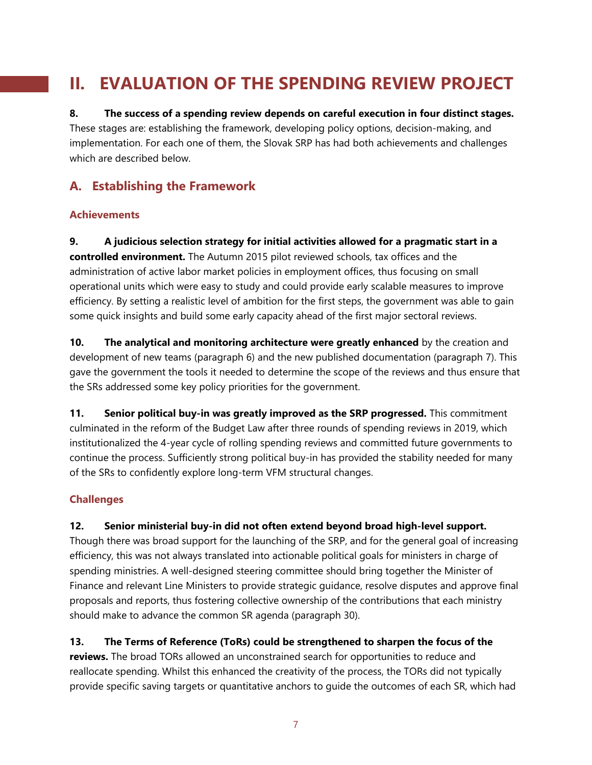# II. EVALUATION OF THE SPENDING REVIEW PROJECT

**8. The success of a spending review depends on careful execution in four distinct stages.** These stages are: establishing the framework, developing policy options, decision-making, and implementation. For each one of them, the Slovak SRP has had both achievements and challenges which are described below.

## A. Establishing the Framework

### Achievements

**9. A judicious selection strategy for initial activities allowed for a pragmatic start in a controlled environment.** The Autumn 2015 pilot reviewed schools, tax offices and the administration of active labor market policies in employment offices, thus focusing on small operational units which were easy to study and could provide early scalable measures to improve efficiency. By setting a realistic level of ambition for the first steps, the government was able to gain some quick insights and build some early capacity ahead of the first major sectoral reviews.

**10. The analytical and monitoring architecture were greatly enhanced** by the creation and development of new teams (paragraph 6) and the new published documentation (paragraph 7). This gave the government the tools it needed to determine the scope of the reviews and thus ensure that the SRs addressed some key policy priorities for the government.

**11. Senior political buy-in was greatly improved as the SRP progressed.** This commitment culminated in the reform of the Budget Law after three rounds of spending reviews in 2019, which institutionalized the 4-year cycle of rolling spending reviews and committed future governments to continue the process. Sufficiently strong political buy-in has provided the stability needed for many of the SRs to confidently explore long-term VFM structural changes.

### Challenges

**12. Senior ministerial buy-in did not often extend beyond broad high-level support.** Though there was broad support for the launching of the SRP, and for the general goal of increasing efficiency, this was not always translated into actionable political goals for ministers in charge of spending ministries. A well-designed steering committee should bring together the Minister of Finance and relevant Line Ministers to provide strategic guidance, resolve disputes and approve final proposals and reports, thus fostering collective ownership of the contributions that each ministry should make to advance the common SR agenda (paragraph 30).

**13. The Terms of Reference (ToRs) could be strengthened to sharpen the focus of the reviews.** The broad TORs allowed an unconstrained search for opportunities to reduce and reallocate spending. Whilst this enhanced the creativity of the process, the TORs did not typically provide specific saving targets or quantitative anchors to guide the outcomes of each SR, which had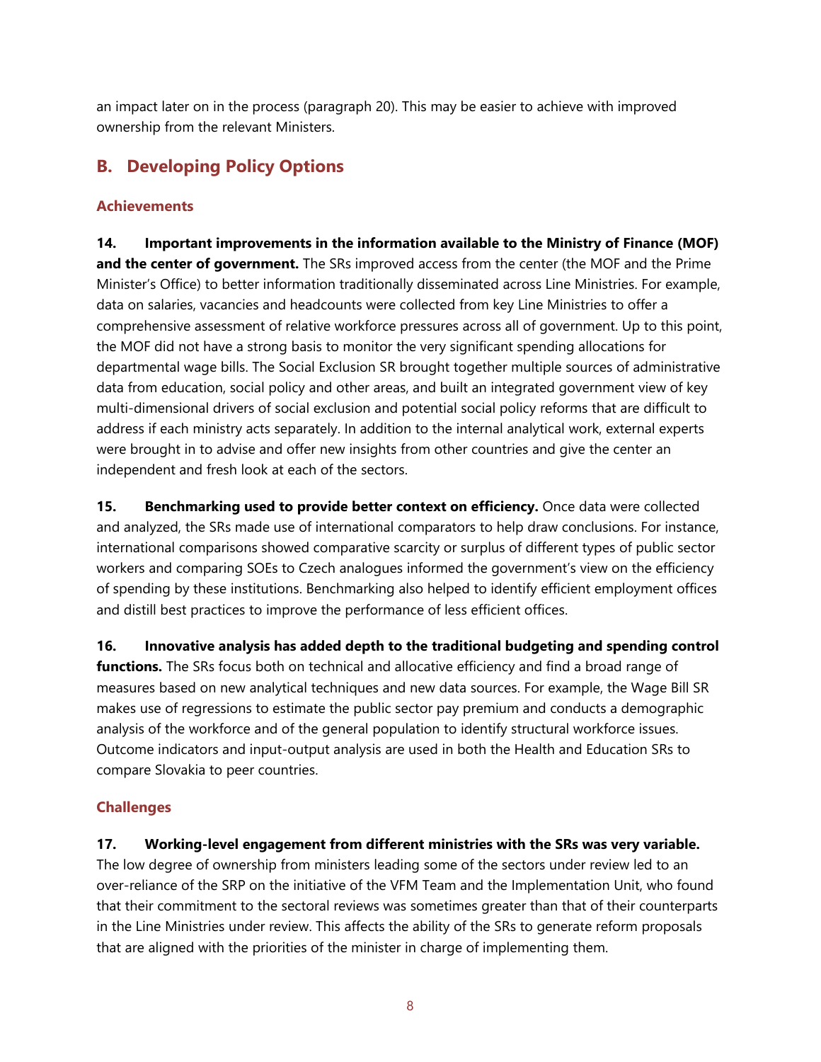an impact later on in the process (paragraph 20). This may be easier to achieve with improved ownership from the relevant Ministers.

## B. Developing Policy Options

### Achievements

**14. Important improvements in the information available to the Ministry of Finance (MOF) and the center of government.** The SRs improved access from the center (the MOF and the Prime Minister's Office) to better information traditionally disseminated across Line Ministries. For example, data on salaries, vacancies and headcounts were collected from key Line Ministries to offer a comprehensive assessment of relative workforce pressures across all of government. Up to this point, the MOF did not have a strong basis to monitor the very significant spending allocations for departmental wage bills. The Social Exclusion SR brought together multiple sources of administrative data from education, social policy and other areas, and built an integrated government view of key multi-dimensional drivers of social exclusion and potential social policy reforms that are difficult to address if each ministry acts separately. In addition to the internal analytical work, external experts were brought in to advise and offer new insights from other countries and give the center an independent and fresh look at each of the sectors.

**15. Benchmarking used to provide better context on efficiency.** Once data were collected and analyzed, the SRs made use of international comparators to help draw conclusions. For instance, international comparisons showed comparative scarcity or surplus of different types of public sector workers and comparing SOEs to Czech analogues informed the government's view on the efficiency of spending by these institutions. Benchmarking also helped to identify efficient employment offices and distill best practices to improve the performance of less efficient offices.

**16. Innovative analysis has added depth to the traditional budgeting and spending control functions.** The SRs focus both on technical and allocative efficiency and find a broad range of measures based on new analytical techniques and new data sources. For example, the Wage Bill SR makes use of regressions to estimate the public sector pay premium and conducts a demographic analysis of the workforce and of the general population to identify structural workforce issues. Outcome indicators and input-output analysis are used in both the Health and Education SRs to compare Slovakia to peer countries.

### Challenges

**17. Working-level engagement from different ministries with the SRs was very variable.** The low degree of ownership from ministers leading some of the sectors under review led to an over-reliance of the SRP on the initiative of the VFM Team and the Implementation Unit, who found that their commitment to the sectoral reviews was sometimes greater than that of their counterparts in the Line Ministries under review. This affects the ability of the SRs to generate reform proposals that are aligned with the priorities of the minister in charge of implementing them.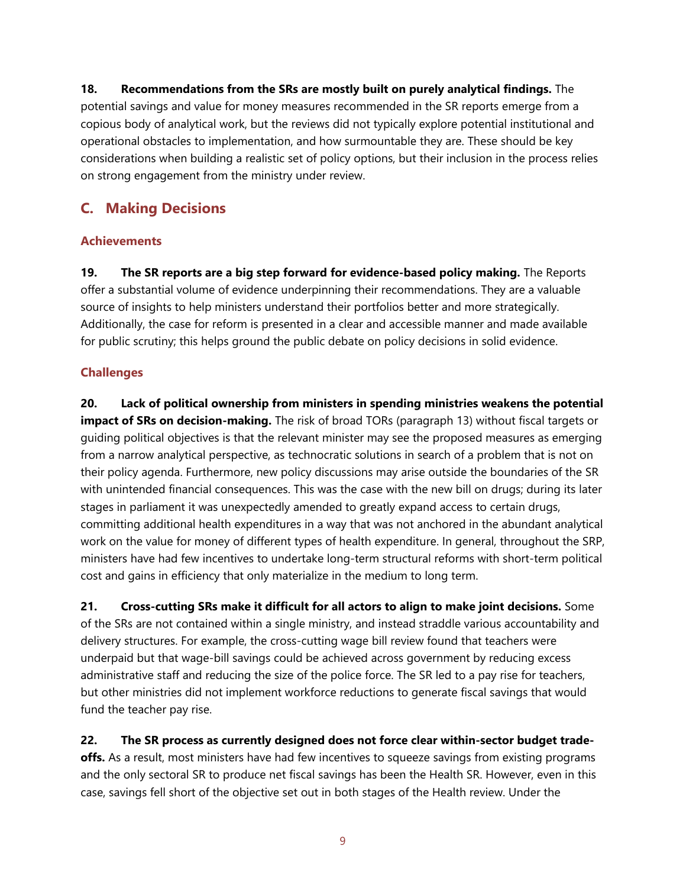**18. Recommendations from the SRs are mostly built on purely analytical findings.** The potential savings and value for money measures recommended in the SR reports emerge from a copious body of analytical work, but the reviews did not typically explore potential institutional and operational obstacles to implementation, and how surmountable they are. These should be key considerations when building a realistic set of policy options, but their inclusion in the process relies on strong engagement from the ministry under review.

## C. Making Decisions

### Achievements

**19. The SR reports are a big step forward for evidence-based policy making.** The Reports offer a substantial volume of evidence underpinning their recommendations. They are a valuable source of insights to help ministers understand their portfolios better and more strategically. Additionally, the case for reform is presented in a clear and accessible manner and made available for public scrutiny; this helps ground the public debate on policy decisions in solid evidence.

### Challenges

**20. Lack of political ownership from ministers in spending ministries weakens the potential impact of SRs on decision-making.** The risk of broad TORs (paragraph 13) without fiscal targets or guiding political objectives is that the relevant minister may see the proposed measures as emerging from a narrow analytical perspective, as technocratic solutions in search of a problem that is not on their policy agenda. Furthermore, new policy discussions may arise outside the boundaries of the SR with unintended financial consequences. This was the case with the new bill on drugs; during its later stages in parliament it was unexpectedly amended to greatly expand access to certain drugs, committing additional health expenditures in a way that was not anchored in the abundant analytical work on the value for money of different types of health expenditure. In general, throughout the SRP, ministers have had few incentives to undertake long-term structural reforms with short-term political cost and gains in efficiency that only materialize in the medium to long term.

**21. Cross-cutting SRs make it difficult for all actors to align to make joint decisions.** Some of the SRs are not contained within a single ministry, and instead straddle various accountability and delivery structures. For example, the cross-cutting wage bill review found that teachers were underpaid but that wage-bill savings could be achieved across government by reducing excess administrative staff and reducing the size of the police force. The SR led to a pay rise for teachers, but other ministries did not implement workforce reductions to generate fiscal savings that would fund the teacher pay rise.

**22. The SR process as currently designed does not force clear within-sector budget trade-offs.** As a result, most ministers have had few incentives to squeeze savings from existing programs and the only sectoral SR to produce net fiscal savings has been the Health SR. However, even in this case, savings fell short of the objective set out in both stages of the Health review. Under the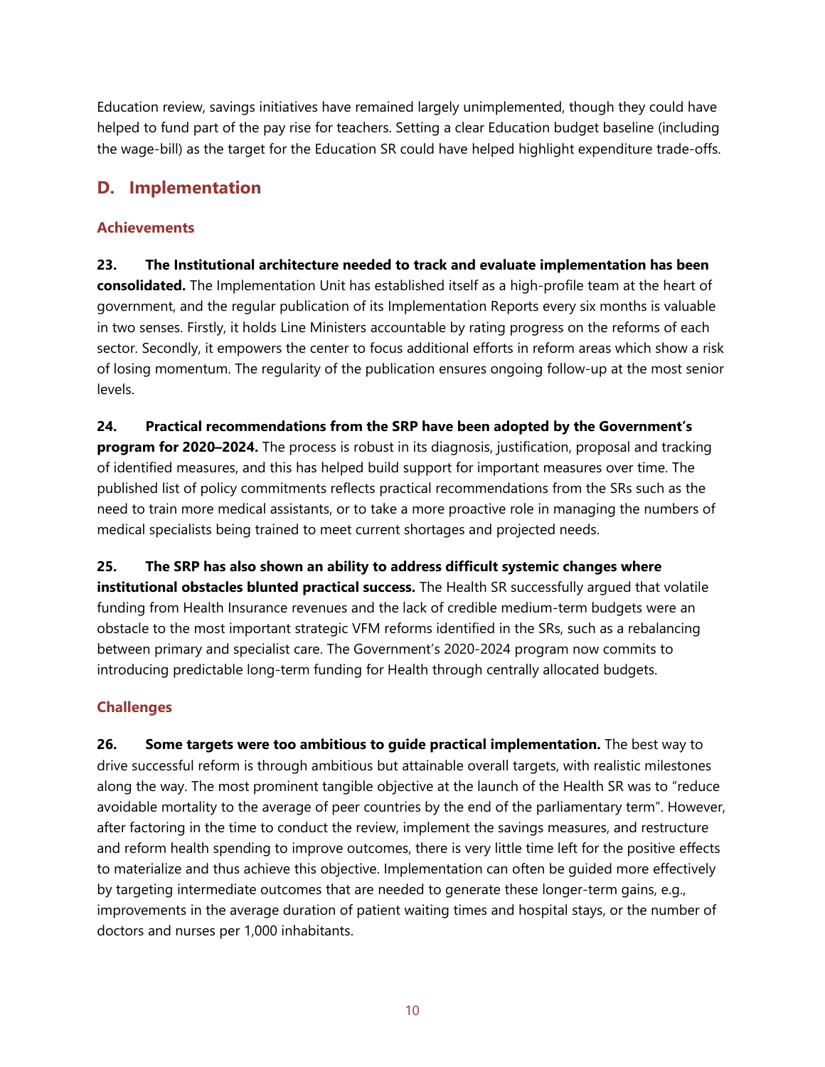Education review, savings initiatives have remained largely unimplemented, though they could have helped to fund part of the pay rise for teachers. Setting a clear Education budget baseline (including the wage-bill) as the target for the Education SR could have helped highlight expenditure trade-offs.

## D. Implementation

### Achievements

**23. The Institutional architecture needed to track and evaluate implementation has been consolidated.** The Implementation Unit has established itself as a high-profile team at the heart of government, and the regular publication of its Implementation Reports every six months is valuable in two senses. Firstly, it holds Line Ministers accountable by rating progress on the reforms of each sector. Secondly, it empowers the center to focus additional efforts in reform areas which show a risk of losing momentum. The regularity of the publication ensures ongoing follow-up at the most senior levels.

**24. Practical recommendations from the SRP have been adopted by the Government's program for 2020–2024.** The process is robust in its diagnosis, justification, proposal and tracking of identified measures, and this has helped build support for important measures over time. The published list of policy commitments reflects practical recommendations from the SRs such as the need to train more medical assistants, or to take a more proactive role in managing the numbers of medical specialists being trained to meet current shortages and projected needs.

**25. The SRP has also shown an ability to address difficult systemic changes where institutional obstacles blunted practical success.** The Health SR successfully argued that volatile funding from Health Insurance revenues and the lack of credible medium-term budgets were an obstacle to the most important strategic VFM reforms identified in the SRs, such as a rebalancing between primary and specialist care. The Government's 2020-2024 program now commits to introducing predictable long-term funding for Health through centrally allocated budgets.

### Challenges

**26. Some targets were too ambitious to guide practical implementation.** The best way to drive successful reform is through ambitious but attainable overall targets, with realistic milestones along the way. The most prominent tangible objective at the launch of the Health SR was to "reduce avoidable mortality to the average of peer countries by the end of the parliamentary term". However, after factoring in the time to conduct the review, implement the savings measures, and restructure and reform health spending to improve outcomes, there is very little time left for the positive effects to materialize and thus achieve this objective. Implementation can often be guided more effectively by targeting intermediate outcomes that are needed to generate these longer-term gains, e.g., improvements in the average duration of patient waiting times and hospital stays, or the number of doctors and nurses per 1,000 inhabitants.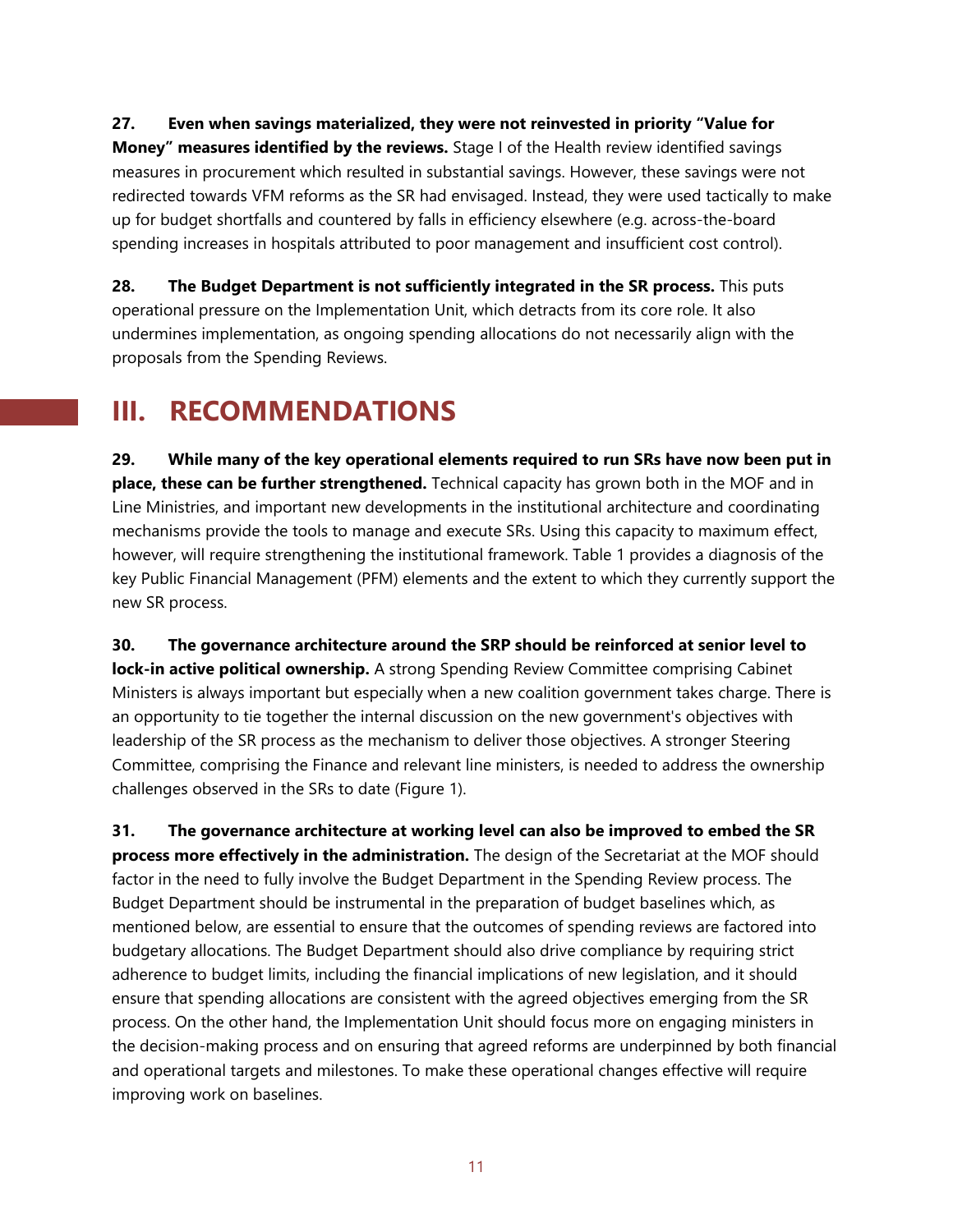**27. Even when savings materialized, they were not reinvested in priority "Value for Money" measures identified by the reviews.** Stage I of the Health review identified savings measures in procurement which resulted in substantial savings. However, these savings were not redirected towards VFM reforms as the SR had envisaged. Instead, they were used tactically to make up for budget shortfalls and countered by falls in efficiency elsewhere (e.g. across-the-board spending increases in hospitals attributed to poor management and insufficient cost control).

**28. The Budget Department is not sufficiently integrated in the SR process.** This puts operational pressure on the Implementation Unit, which detracts from its core role. It also undermines implementation, as ongoing spending allocations do not necessarily align with the proposals from the Spending Reviews.

# III. RECOMMENDATIONS

**29. While many of the key operational elements required to run SRs have now been put in place, these can be further strengthened.** Technical capacity has grown both in the MOF and in Line Ministries, and important new developments in the institutional architecture and coordinating mechanisms provide the tools to manage and execute SRs. Using this capacity to maximum effect, however, will require strengthening the institutional framework. Table 1 provides a diagnosis of the key Public Financial Management (PFM) elements and the extent to which they currently support the new SR process.

**30. The governance architecture around the SRP should be reinforced at senior level to lock-in active political ownership.** A strong Spending Review Committee comprising Cabinet Ministers is always important but especially when a new coalition government takes charge. There is an opportunity to tie together the internal discussion on the new government's objectives with leadership of the SR process as the mechanism to deliver those objectives. A stronger Steering Committee, comprising the Finance and relevant line ministers, is needed to address the ownership challenges observed in the SRs to date (Figure 1).

**31. The governance architecture at working level can also be improved to embed the SR process more effectively in the administration.** The design of the Secretariat at the MOF should factor in the need to fully involve the Budget Department in the Spending Review process. The Budget Department should be instrumental in the preparation of budget baselines which, as mentioned below, are essential to ensure that the outcomes of spending reviews are factored into budgetary allocations. The Budget Department should also drive compliance by requiring strict adherence to budget limits, including the financial implications of new legislation, and it should ensure that spending allocations are consistent with the agreed objectives emerging from the SR process. On the other hand, the Implementation Unit should focus more on engaging ministers in the decision-making process and on ensuring that agreed reforms are underpinned by both financial and operational targets and milestones. To make these operational changes effective will require improving work on baselines.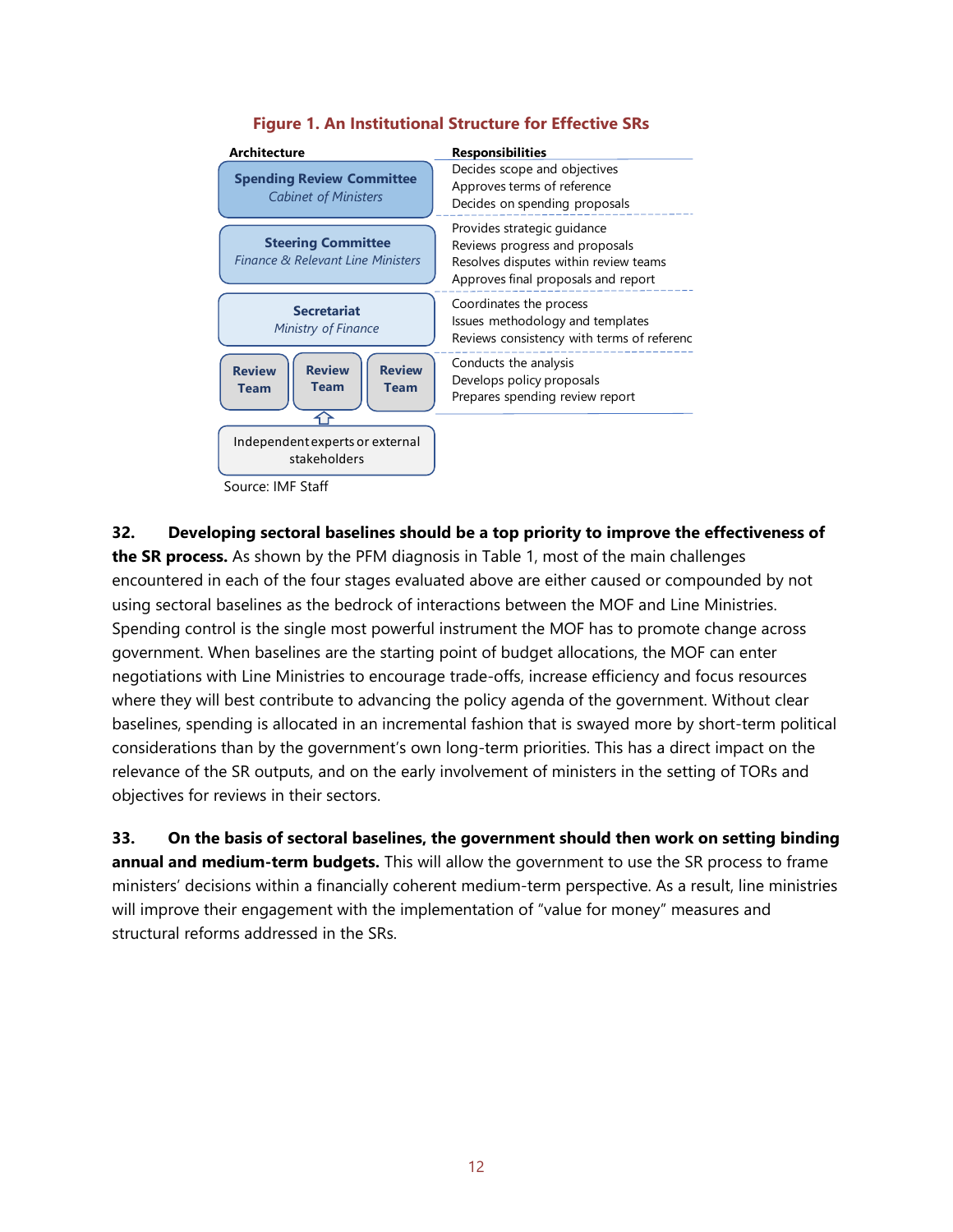**Figure 1. An Institutional Structure for Effective SRs**

| Architecture | Responsibilities |
| --- | --- |
| **Spending Review Committee** *Cabinet of Ministers* | Decides scope and objectives<br>Approves terms of reference<br>Decides on spending proposals |
| **Steering Committee** *Finance & Relevant Line Ministers* | Provides strategic guidance<br>Reviews progress and proposals<br>Resolves disputes within review teams<br>Approves final proposals and report |
| **Secretariat** *Ministry of Finance* | Coordinates the process<br>Issues methodology and templates<br>Reviews consistency with terms of referenc |
| **Review Team** / **Review Team** / **Review Team** | Conducts the analysis<br>Develops policy proposals<br>Prepares spending review report |
| Independent experts or external stakeholders | |

Source: IMF Staff

**32. Developing sectoral baselines should be a top priority to improve the effectiveness of the SR process.** As shown by the PFM diagnosis in Table 1, most of the main challenges encountered in each of the four stages evaluated above are either caused or compounded by not using sectoral baselines as the bedrock of interactions between the MOF and Line Ministries. Spending control is the single most powerful instrument the MOF has to promote change across government. When baselines are the starting point of budget allocations, the MOF can enter negotiations with Line Ministries to encourage trade-offs, increase efficiency and focus resources where they will best contribute to advancing the policy agenda of the government. Without clear baselines, spending is allocated in an incremental fashion that is swayed more by short-term political considerations than by the government's own long-term priorities. This has a direct impact on the relevance of the SR outputs, and on the early involvement of ministers in the setting of TORs and objectives for reviews in their sectors.

**33. On the basis of sectoral baselines, the government should then work on setting binding annual and medium-term budgets.** This will allow the government to use the SR process to frame ministers' decisions within a financially coherent medium-term perspective. As a result, line ministries will improve their engagement with the implementation of "value for money" measures and structural reforms addressed in the SRs.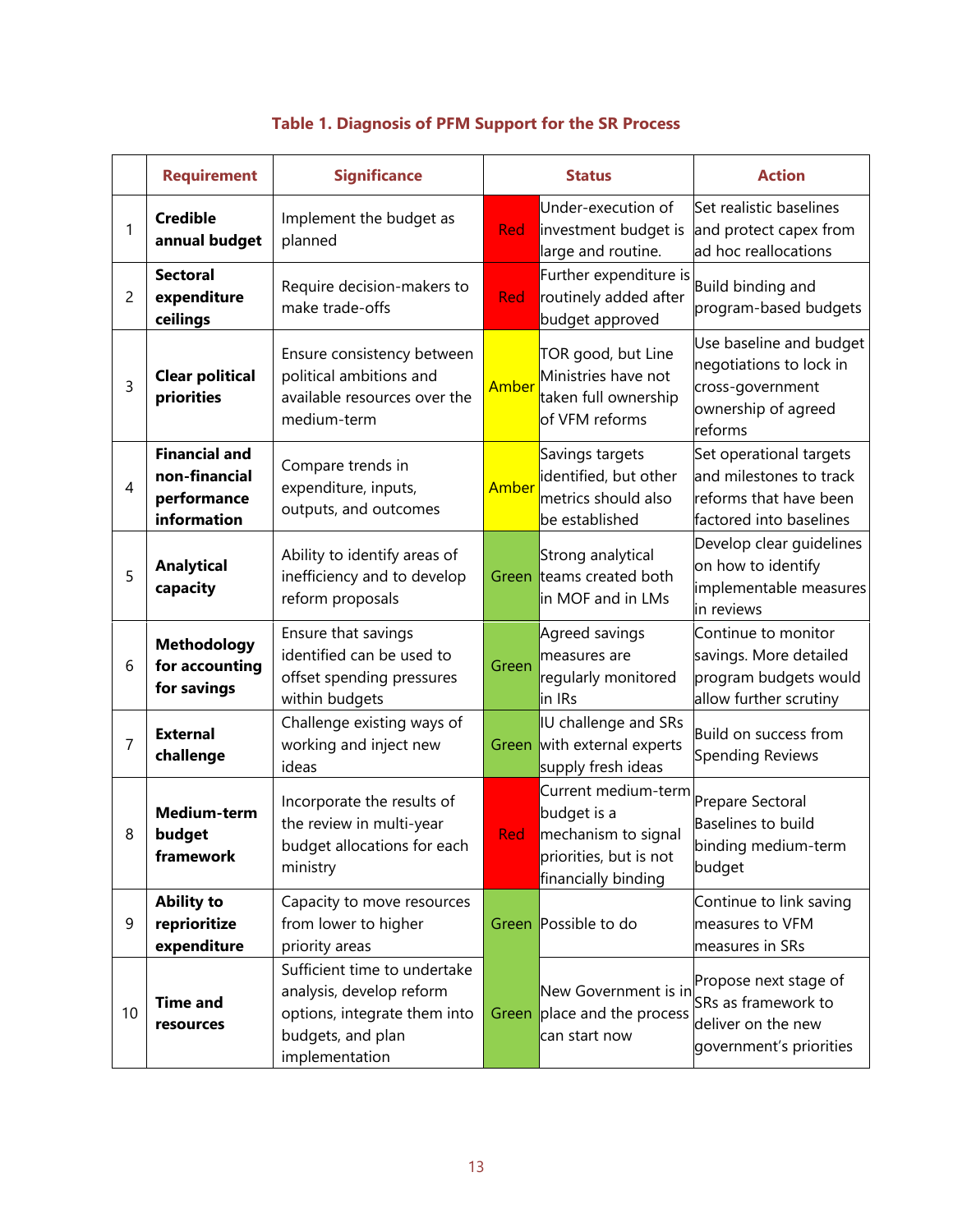**Table 1. Diagnosis of PFM Support for the SR Process**

| | Requirement | Significance | Status | | Action |
|---|---|---|---|---|---|
| 1 | **Credible annual budget** | Implement the budget as planned | Red | Under-execution of investment budget is large and routine. | Set realistic baselines and protect capex from ad hoc reallocations |
| 2 | **Sectoral expenditure ceilings** | Require decision-makers to make trade-offs | Red | Further expenditure is routinely added after budget approved | Build binding and program-based budgets |
| 3 | **Clear political priorities** | Ensure consistency between political ambitions and available resources over the medium-term | Amber | TOR good, but Line Ministries have not taken full ownership of VFM reforms | Use baseline and budget negotiations to lock in cross-government ownership of agreed reforms |
| 4 | **Financial and non-financial performance information** | Compare trends in expenditure, inputs, outputs, and outcomes | Amber | Savings targets identified, but other metrics should also be established | Set operational targets and milestones to track reforms that have been factored into baselines |
| 5 | **Analytical capacity** | Ability to identify areas of inefficiency and to develop reform proposals | Green | Strong analytical teams created both in MOF and in LMs | Develop clear guidelines on how to identify implementable measures in reviews |
| 6 | **Methodology for accounting for savings** | Ensure that savings identified can be used to offset spending pressures within budgets | Green | Agreed savings measures are regularly monitored in IRs | Continue to monitor savings. More detailed program budgets would allow further scrutiny |
| 7 | **External challenge** | Challenge existing ways of working and inject new ideas | Green | IU challenge and SRs with external experts supply fresh ideas | Build on success from Spending Reviews |
| 8 | **Medium-term budget framework** | Incorporate the results of the review in multi-year budget allocations for each ministry | Red | Current medium-term budget is a mechanism to signal priorities, but is not financially binding | Prepare Sectoral Baselines to build binding medium-term budget |
| 9 | **Ability to reprioritize expenditure** | Capacity to move resources from lower to higher priority areas | Green | Possible to do | Continue to link saving measures to VFM measures in SRs |
| 10 | **Time and resources** | Sufficient time to undertake analysis, develop reform options, integrate them into budgets, and plan implementation | Green | New Government is in place and the process can start now | Propose next stage of SRs as framework to deliver on the new government's priorities |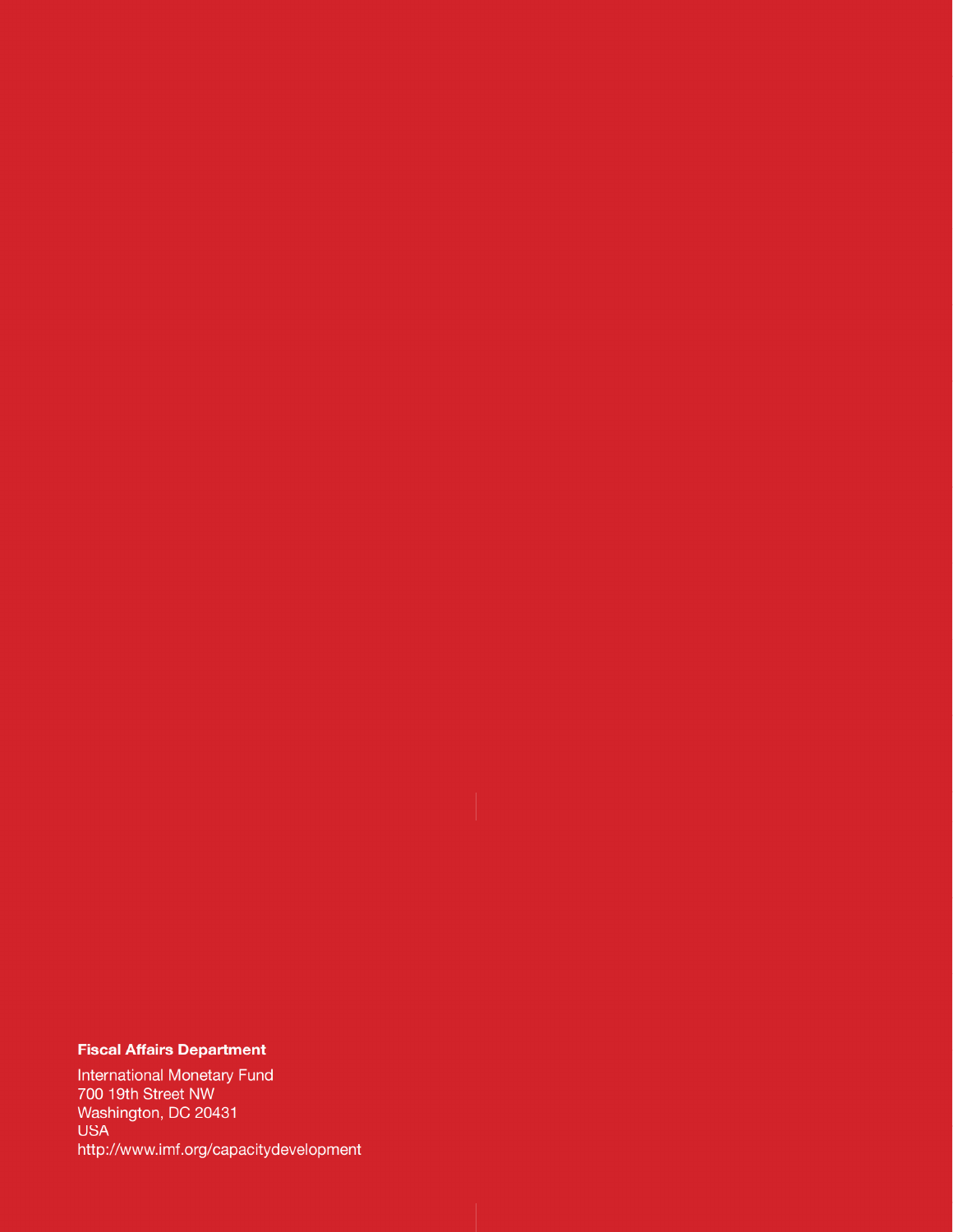**Fiscal Affairs Department**

International Monetary Fund
700 19th Street NW
Washington, DC 20431
USA
http://www.imf.org/capacitydevelopment